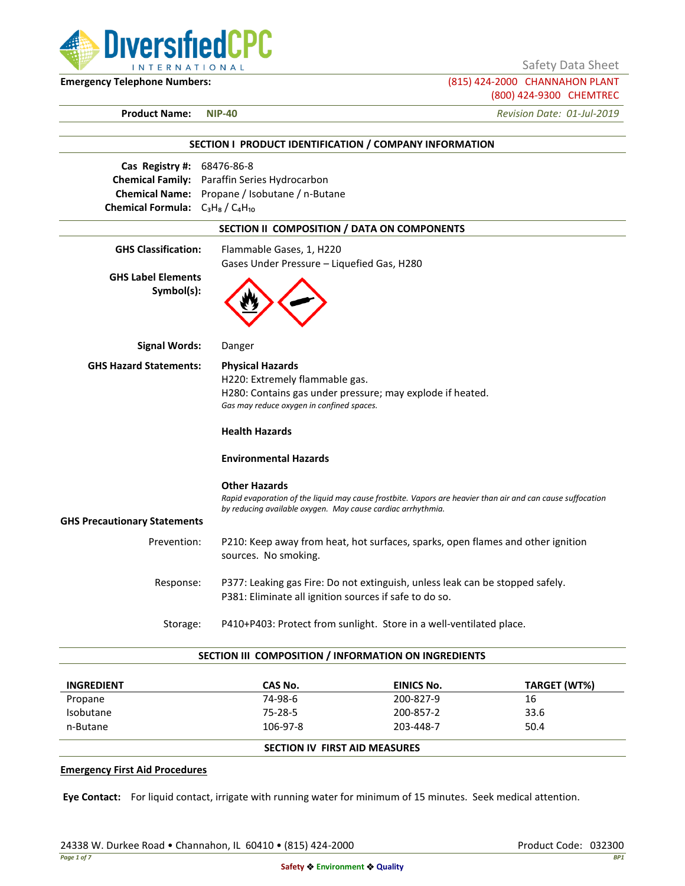DiversifiedCPC INTERNATIONAL

Safety Data Sheet

**Emergency Telephone Numbers:** (815) 424-2000 CHANNAHON PLANT
(800) 424-9300 CHEMTREC

**Product Name:** **NIP-40** *Revision Date: 01-Jul-2019*

## SECTION I PRODUCT IDENTIFICATION / COMPANY INFORMATION

**Cas Registry #:** 68476-86-8
**Chemical Family:** Paraffin Series Hydrocarbon
**Chemical Name:** Propane / Isobutane / n-Butane
**Chemical Formula:** $C_3H_8$ / $C_4H_{10}$

## SECTION II COMPOSITION / DATA ON COMPONENTS

**GHS Classification:** Flammable Gases, 1, H220
Gases Under Pressure – Liquefied Gas, H280

**GHS Label Elements Symbol(s):**

**Signal Words:** Danger

**GHS Hazard Statements:**

**Physical Hazards**
H220: Extremely flammable gas.
H280: Contains gas under pressure; may explode if heated.
*Gas may reduce oxygen in confined spaces.*

**Health Hazards**

**Environmental Hazards**

**Other Hazards**
*Rapid evaporation of the liquid may cause frostbite. Vapors are heavier than air and can cause suffocation by reducing available oxygen. May cause cardiac arrhythmia.*

**GHS Precautionary Statements**

Prevention: P210: Keep away from heat, hot surfaces, sparks, open flames and other ignition sources. No smoking.

Response: P377: Leaking gas Fire: Do not extinguish, unless leak can be stopped safely.
P381: Eliminate all ignition sources if safe to do so.

Storage: P410+P403: Protect from sunlight. Store in a well-ventilated place.

## SECTION III COMPOSITION / INFORMATION ON INGREDIENTS

| INGREDIENT | CAS No. | EINICS No. | TARGET (WT%) |
|---|---|---|---|
| Propane | 74-98-6 | 200-827-9 | 16 |
| Isobutane | 75-28-5 | 200-857-2 | 33.6 |
| n-Butane | 106-97-8 | 203-448-7 | 50.4 |

## SECTION IV FIRST AID MEASURES

**Emergency First Aid Procedures**

**Eye Contact:** For liquid contact, irrigate with running water for minimum of 15 minutes. Seek medical attention.

24338 W. Durkee Road • Channahon, IL 60410 • (815) 424-2000 Product Code: 032300

Safety ❖ Environment ❖ Quality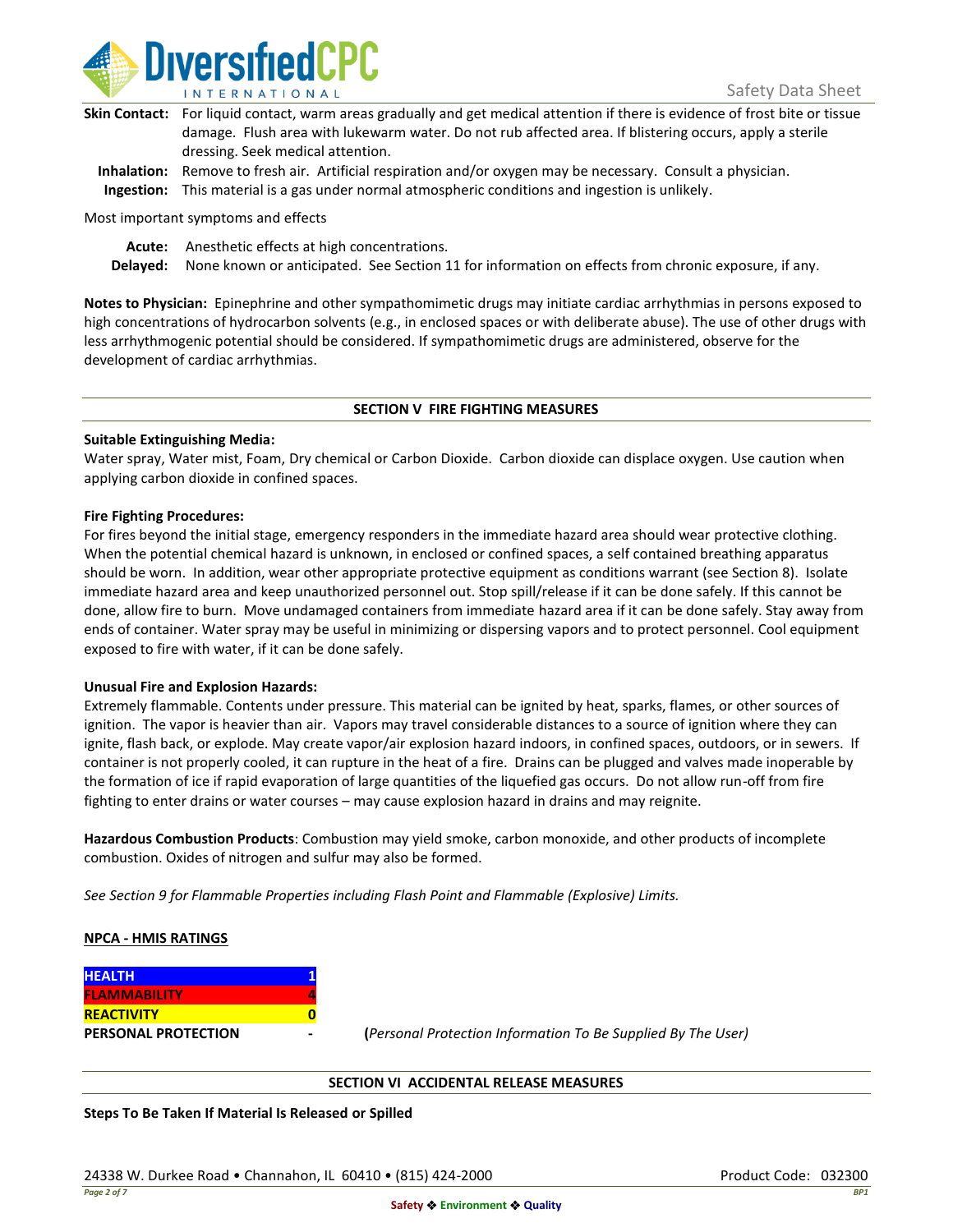**Skin Contact:** For liquid contact, warm areas gradually and get medical attention if there is evidence of frost bite or tissue damage. Flush area with lukewarm water. Do not rub affected area. If blistering occurs, apply a sterile dressing. Seek medical attention.

**Inhalation:** Remove to fresh air. Artificial respiration and/or oxygen may be necessary. Consult a physician.

**Ingestion:** This material is a gas under normal atmospheric conditions and ingestion is unlikely.

Most important symptoms and effects

**Acute:** Anesthetic effects at high concentrations.

**Delayed:** None known or anticipated. See Section 11 for information on effects from chronic exposure, if any.

**Notes to Physician:** Epinephrine and other sympathomimetic drugs may initiate cardiac arrhythmias in persons exposed to high concentrations of hydrocarbon solvents (e.g., in enclosed spaces or with deliberate abuse). The use of other drugs with less arrhythmogenic potential should be considered. If sympathomimetic drugs are administered, observe for the development of cardiac arrhythmias.

## SECTION V FIRE FIGHTING MEASURES

**Suitable Extinguishing Media:**

Water spray, Water mist, Foam, Dry chemical or Carbon Dioxide. Carbon dioxide can displace oxygen. Use caution when applying carbon dioxide in confined spaces.

**Fire Fighting Procedures:**

For fires beyond the initial stage, emergency responders in the immediate hazard area should wear protective clothing. When the potential chemical hazard is unknown, in enclosed or confined spaces, a self contained breathing apparatus should be worn. In addition, wear other appropriate protective equipment as conditions warrant (see Section 8). Isolate immediate hazard area and keep unauthorized personnel out. Stop spill/release if it can be done safely. If this cannot be done, allow fire to burn. Move undamaged containers from immediate hazard area if it can be done safely. Stay away from ends of container. Water spray may be useful in minimizing or dispersing vapors and to protect personnel. Cool equipment exposed to fire with water, if it can be done safely.

**Unusual Fire and Explosion Hazards:**

Extremely flammable. Contents under pressure. This material can be ignited by heat, sparks, flames, or other sources of ignition. The vapor is heavier than air. Vapors may travel considerable distances to a source of ignition where they can ignite, flash back, or explode. May create vapor/air explosion hazard indoors, in confined spaces, outdoors, or in sewers. If container is not properly cooled, it can rupture in the heat of a fire. Drains can be plugged and valves made inoperable by the formation of ice if rapid evaporation of large quantities of the liquefied gas occurs. Do not allow run-off from fire fighting to enter drains or water courses – may cause explosion hazard in drains and may reignite.

**Hazardous Combustion Products**: Combustion may yield smoke, carbon monoxide, and other products of incomplete combustion. Oxides of nitrogen and sulfur may also be formed.

*See Section 9 for Flammable Properties including Flash Point and Flammable (Explosive) Limits.*

**NPCA - HMIS RATINGS**

| | |
|---|---|
| **HEALTH** | 1 |
| **FLAMMABILITY** | 4 |
| **REACTIVITY** | 0 |
| **PERSONAL PROTECTION** | - |

(*Personal Protection Information To Be Supplied By The User)*

## SECTION VI ACCIDENTAL RELEASE MEASURES

**Steps To Be Taken If Material Is Released or Spilled**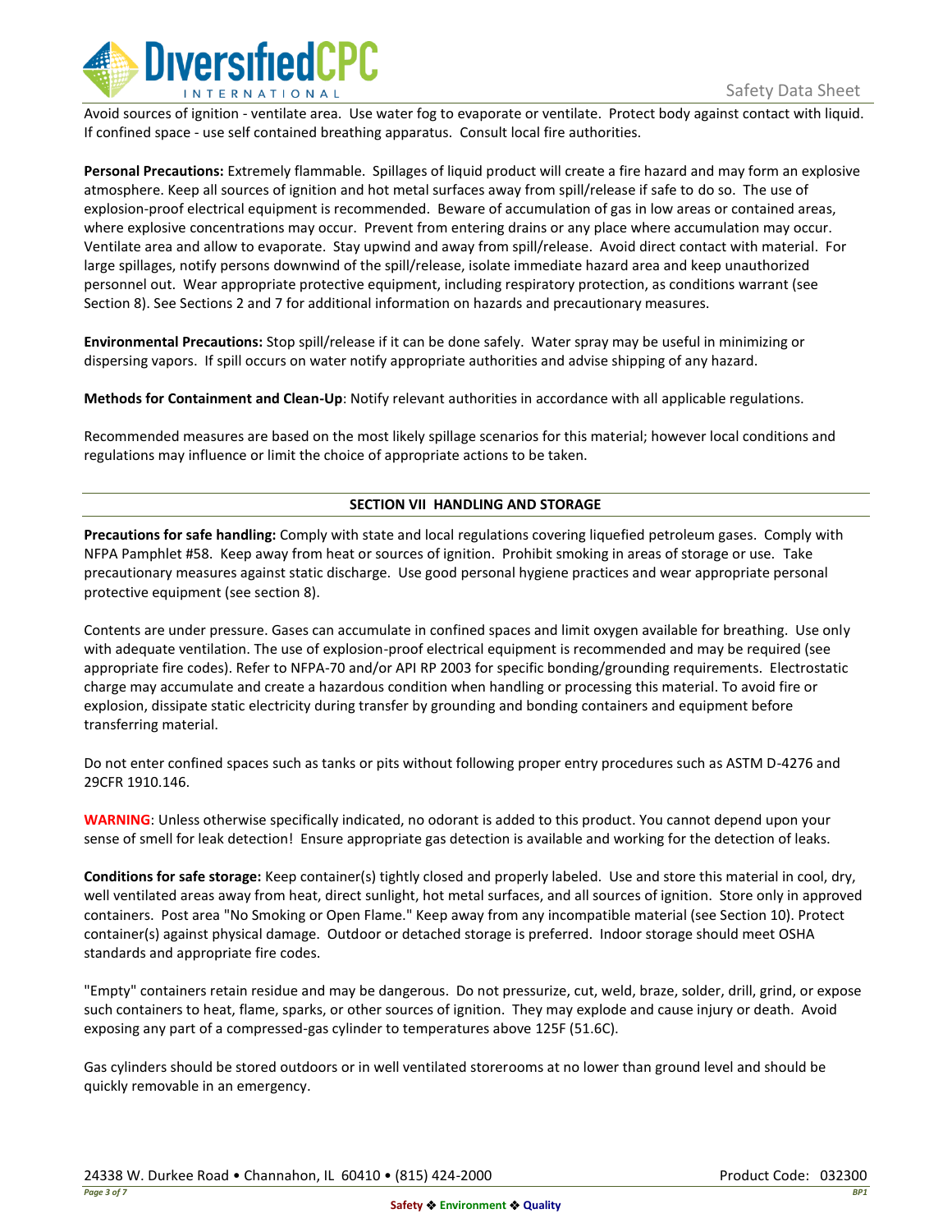Avoid sources of ignition - ventilate area. Use water fog to evaporate or ventilate. Protect body against contact with liquid. If confined space - use self contained breathing apparatus. Consult local fire authorities.

**Personal Precautions:** Extremely flammable. Spillages of liquid product will create a fire hazard and may form an explosive atmosphere. Keep all sources of ignition and hot metal surfaces away from spill/release if safe to do so. The use of explosion-proof electrical equipment is recommended. Beware of accumulation of gas in low areas or contained areas, where explosive concentrations may occur. Prevent from entering drains or any place where accumulation may occur. Ventilate area and allow to evaporate. Stay upwind and away from spill/release. Avoid direct contact with material. For large spillages, notify persons downwind of the spill/release, isolate immediate hazard area and keep unauthorized personnel out. Wear appropriate protective equipment, including respiratory protection, as conditions warrant (see Section 8). See Sections 2 and 7 for additional information on hazards and precautionary measures.

**Environmental Precautions:** Stop spill/release if it can be done safely. Water spray may be useful in minimizing or dispersing vapors. If spill occurs on water notify appropriate authorities and advise shipping of any hazard.

**Methods for Containment and Clean-Up**: Notify relevant authorities in accordance with all applicable regulations.

Recommended measures are based on the most likely spillage scenarios for this material; however local conditions and regulations may influence or limit the choice of appropriate actions to be taken.

## SECTION VII HANDLING AND STORAGE

**Precautions for safe handling:** Comply with state and local regulations covering liquefied petroleum gases. Comply with NFPA Pamphlet #58. Keep away from heat or sources of ignition. Prohibit smoking in areas of storage or use. Take precautionary measures against static discharge. Use good personal hygiene practices and wear appropriate personal protective equipment (see section 8).

Contents are under pressure. Gases can accumulate in confined spaces and limit oxygen available for breathing. Use only with adequate ventilation. The use of explosion-proof electrical equipment is recommended and may be required (see appropriate fire codes). Refer to NFPA-70 and/or API RP 2003 for specific bonding/grounding requirements. Electrostatic charge may accumulate and create a hazardous condition when handling or processing this material. To avoid fire or explosion, dissipate static electricity during transfer by grounding and bonding containers and equipment before transferring material.

Do not enter confined spaces such as tanks or pits without following proper entry procedures such as ASTM D-4276 and 29CFR 1910.146.

**WARNING**: Unless otherwise specifically indicated, no odorant is added to this product. You cannot depend upon your sense of smell for leak detection! Ensure appropriate gas detection is available and working for the detection of leaks.

**Conditions for safe storage:** Keep container(s) tightly closed and properly labeled. Use and store this material in cool, dry, well ventilated areas away from heat, direct sunlight, hot metal surfaces, and all sources of ignition. Store only in approved containers. Post area "No Smoking or Open Flame." Keep away from any incompatible material (see Section 10). Protect container(s) against physical damage. Outdoor or detached storage is preferred. Indoor storage should meet OSHA standards and appropriate fire codes.

"Empty" containers retain residue and may be dangerous. Do not pressurize, cut, weld, braze, solder, drill, grind, or expose such containers to heat, flame, sparks, or other sources of ignition. They may explode and cause injury or death. Avoid exposing any part of a compressed-gas cylinder to temperatures above 125F (51.6C).

Gas cylinders should be stored outdoors or in well ventilated storerooms at no lower than ground level and should be quickly removable in an emergency.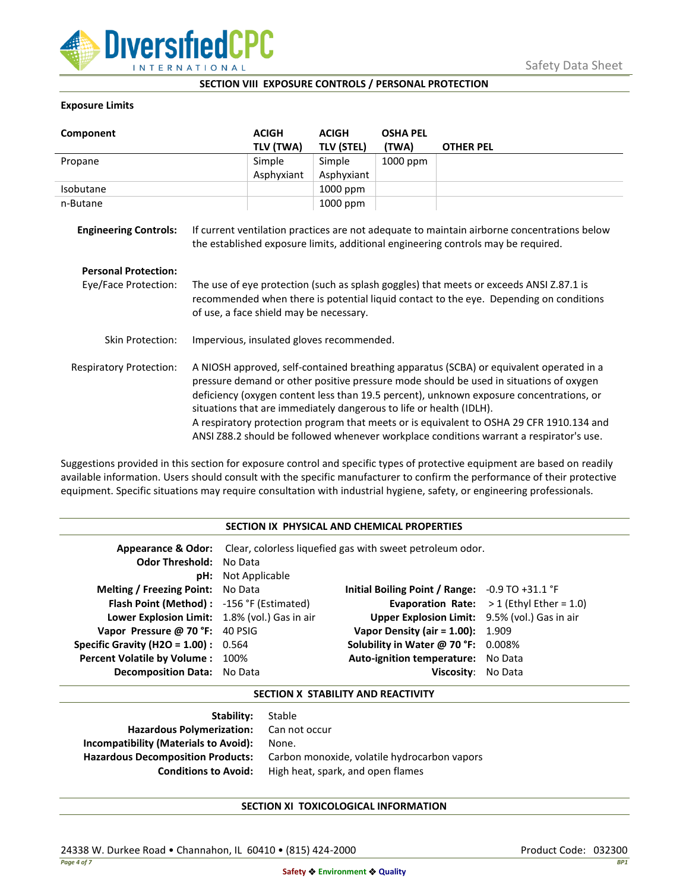## SECTION VIII EXPOSURE CONTROLS / PERSONAL PROTECTION

**Exposure Limits**

| Component | ACIGH TLV (TWA) | ACIGH TLV (STEL) | OSHA PEL (TWA) | OTHER PEL |
|---|---|---|---|---|
| Propane | Simple Asphyxiant | Simple Asphyxiant | 1000 ppm | |
| Isobutane | | 1000 ppm | | |
| n-Butane | | 1000 ppm | | |

**Engineering Controls:** If current ventilation practices are not adequate to maintain airborne concentrations below the established exposure limits, additional engineering controls may be required.

**Personal Protection:**

Eye/Face Protection: The use of eye protection (such as splash goggles) that meets or exceeds ANSI Z.87.1 is recommended when there is potential liquid contact to the eye. Depending on conditions of use, a face shield may be necessary.

Skin Protection: Impervious, insulated gloves recommended.

Respiratory Protection: A NIOSH approved, self-contained breathing apparatus (SCBA) or equivalent operated in a pressure demand or other positive pressure mode should be used in situations of oxygen deficiency (oxygen content less than 19.5 percent), unknown exposure concentrations, or situations that are immediately dangerous to life or health (IDLH).
A respiratory protection program that meets or is equivalent to OSHA 29 CFR 1910.134 and ANSI Z88.2 should be followed whenever workplace conditions warrant a respirator's use.

Suggestions provided in this section for exposure control and specific types of protective equipment are based on readily available information. Users should consult with the specific manufacturer to confirm the performance of their protective equipment. Specific situations may require consultation with industrial hygiene, safety, or engineering professionals.

## SECTION IX PHYSICAL AND CHEMICAL PROPERTIES

**Appearance & Odor:** Clear, colorless liquefied gas with sweet petroleum odor.

| Property | Value | Property | Value |
|---|---|---|---|
| **Odor Threshold:** | No Data | | |
| **pH:** | Not Applicable | | |
| **Melting / Freezing Point:** | No Data | **Initial Boiling Point / Range:** | -0.9 TO +31.1 °F |
| **Flash Point (Method) :** | -156 °F (Estimated) | **Evaporation Rate:** | > 1 (Ethyl Ether = 1.0) |
| **Lower Explosion Limit:** | 1.8% (vol.) Gas in air | **Upper Explosion Limit:** | 9.5% (vol.) Gas in air |
| **Vapor Pressure @ 70 °F:** | 40 PSIG | **Vapor Density (air = 1.00):** | 1.909 |
| **Specific Gravity (H2O = 1.00) :** | 0.564 | **Solubility in Water @ 70 °F:** | 0.008% |
| **Percent Volatile by Volume :** | 100% | **Auto-ignition temperature:** | No Data |
| **Decomposition Data:** | No Data | **Viscosity:** | No Data |

## SECTION X STABILITY AND REACTIVITY

**Stability:** Stable

**Hazardous Polymerization:** Can not occur

**Incompatibility (Materials to Avoid):** None.

**Hazardous Decomposition Products:** Carbon monoxide, volatile hydrocarbon vapors

**Conditions to Avoid:** High heat, spark, and open flames

## SECTION XI TOXICOLOGICAL INFORMATION

24338 W. Durkee Road • Channahon, IL 60410 • (815) 424-2000

Product Code: 032300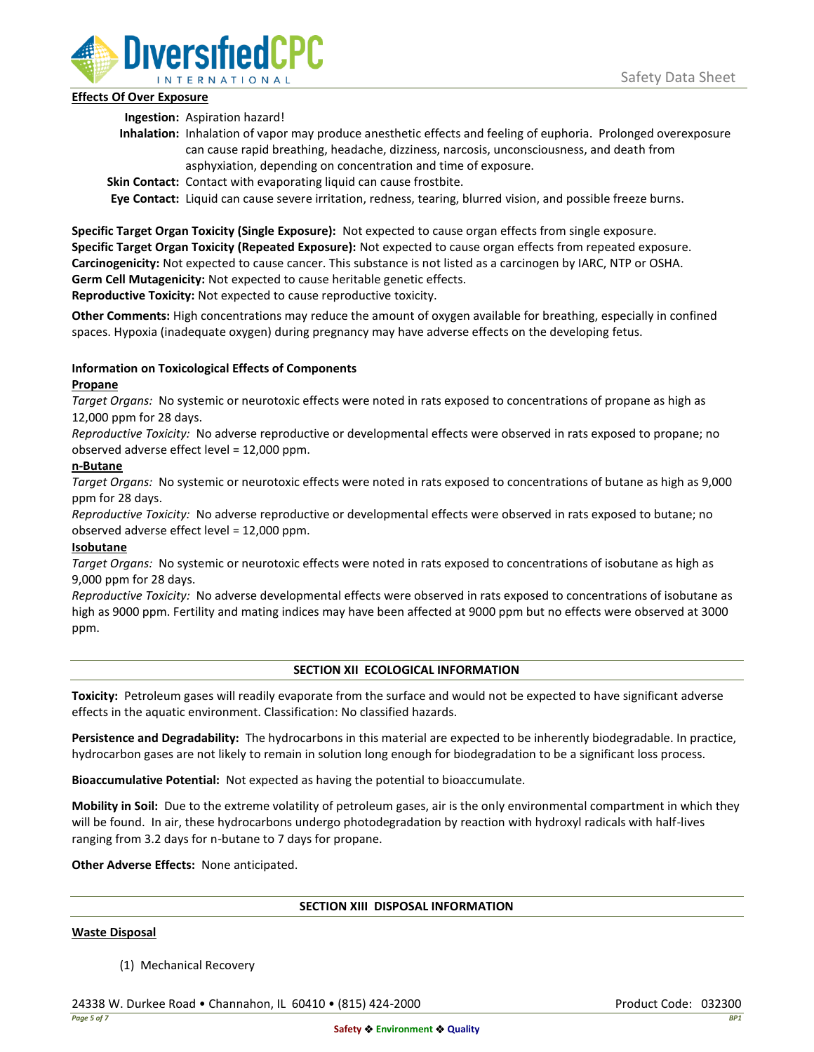**Effects Of Over Exposure**

**Ingestion:** Aspiration hazard!

**Inhalation:** Inhalation of vapor may produce anesthetic effects and feeling of euphoria. Prolonged overexposure can cause rapid breathing, headache, dizziness, narcosis, unconsciousness, and death from asphyxiation, depending on concentration and time of exposure.

**Skin Contact:** Contact with evaporating liquid can cause frostbite.

**Eye Contact:** Liquid can cause severe irritation, redness, tearing, blurred vision, and possible freeze burns.

**Specific Target Organ Toxicity (Single Exposure):** Not expected to cause organ effects from single exposure.
**Specific Target Organ Toxicity (Repeated Exposure):** Not expected to cause organ effects from repeated exposure.
**Carcinogenicity:** Not expected to cause cancer. This substance is not listed as a carcinogen by IARC, NTP or OSHA.
**Germ Cell Mutagenicity:** Not expected to cause heritable genetic effects.
**Reproductive Toxicity:** Not expected to cause reproductive toxicity.

**Other Comments:** High concentrations may reduce the amount of oxygen available for breathing, especially in confined spaces. Hypoxia (inadequate oxygen) during pregnancy may have adverse effects on the developing fetus.

**Information on Toxicological Effects of Components**

**Propane**

*Target Organs:* No systemic or neurotoxic effects were noted in rats exposed to concentrations of propane as high as 12,000 ppm for 28 days.

*Reproductive Toxicity:* No adverse reproductive or developmental effects were observed in rats exposed to propane; no observed adverse effect level = 12,000 ppm.

**n-Butane**

*Target Organs:* No systemic or neurotoxic effects were noted in rats exposed to concentrations of butane as high as 9,000 ppm for 28 days.

*Reproductive Toxicity:* No adverse reproductive or developmental effects were observed in rats exposed to butane; no observed adverse effect level = 12,000 ppm.

**Isobutane**

*Target Organs:* No systemic or neurotoxic effects were noted in rats exposed to concentrations of isobutane as high as 9,000 ppm for 28 days.

*Reproductive Toxicity:* No adverse developmental effects were observed in rats exposed to concentrations of isobutane as high as 9000 ppm. Fertility and mating indices may have been affected at 9000 ppm but no effects were observed at 3000 ppm.

## SECTION XII ECOLOGICAL INFORMATION

**Toxicity:** Petroleum gases will readily evaporate from the surface and would not be expected to have significant adverse effects in the aquatic environment. Classification: No classified hazards.

**Persistence and Degradability:** The hydrocarbons in this material are expected to be inherently biodegradable. In practice, hydrocarbon gases are not likely to remain in solution long enough for biodegradation to be a significant loss process.

**Bioaccumulative Potential:** Not expected as having the potential to bioaccumulate.

**Mobility in Soil:** Due to the extreme volatility of petroleum gases, air is the only environmental compartment in which they will be found. In air, these hydrocarbons undergo photodegradation by reaction with hydroxyl radicals with half-lives ranging from 3.2 days for n-butane to 7 days for propane.

**Other Adverse Effects:** None anticipated.

## SECTION XIII DISPOSAL INFORMATION

**Waste Disposal**

(1) Mechanical Recovery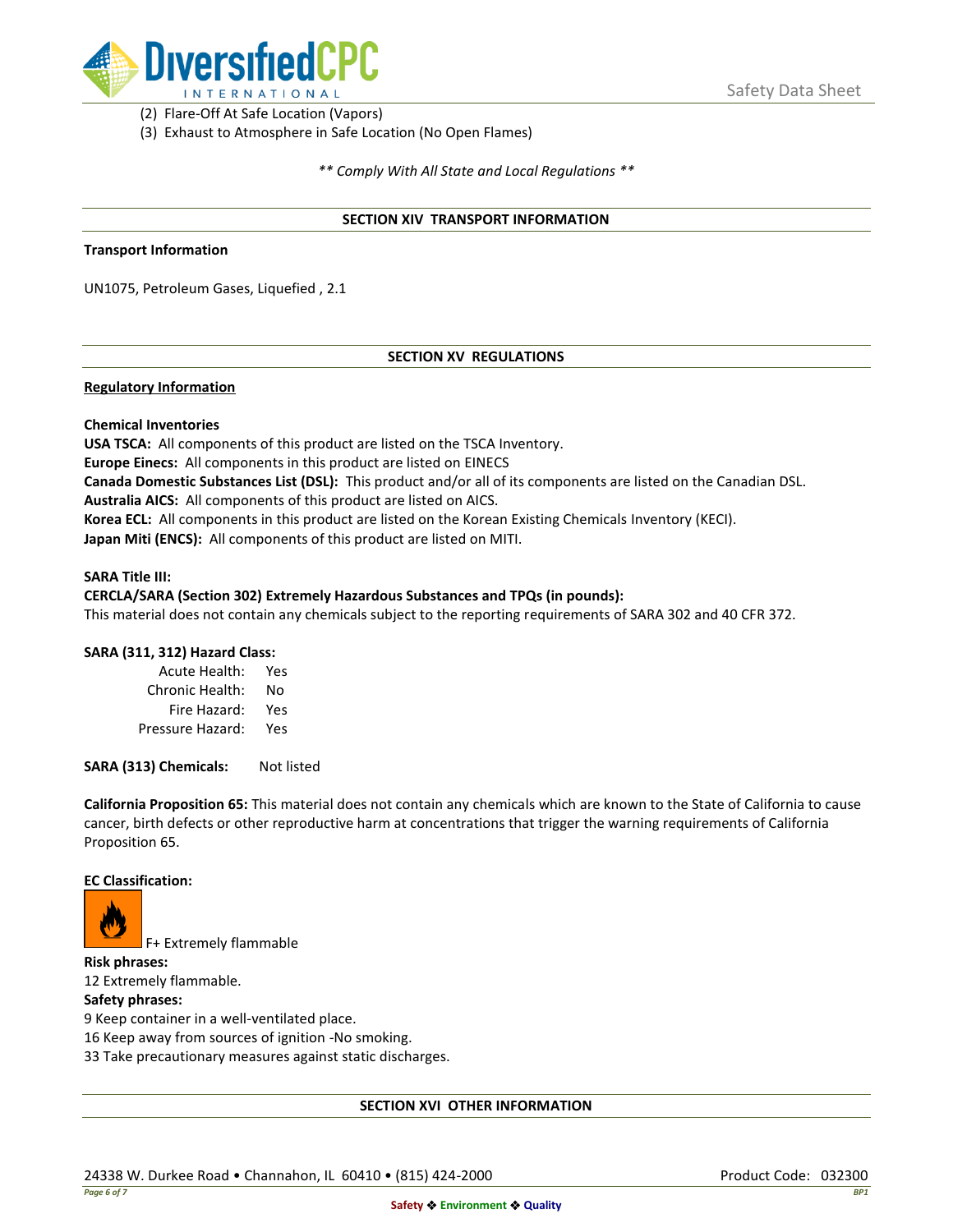(2) Flare-Off At Safe Location (Vapors)
(3) Exhaust to Atmosphere in Safe Location (No Open Flames)

*** Comply With All State and Local Regulations ***

## SECTION XIV TRANSPORT INFORMATION

**Transport Information**

UN1075, Petroleum Gases, Liquefied , 2.1

## SECTION XV REGULATIONS

**Regulatory Information**

**Chemical Inventories**
**USA TSCA:** All components of this product are listed on the TSCA Inventory.
**Europe Einecs:** All components in this product are listed on EINECS
**Canada Domestic Substances List (DSL):** This product and/or all of its components are listed on the Canadian DSL.
**Australia AICS:** All components of this product are listed on AICS.
**Korea ECL:** All components in this product are listed on the Korean Existing Chemicals Inventory (KECI).
**Japan Miti (ENCS):** All components of this product are listed on MITI.

**SARA Title III:**
**CERCLA/SARA (Section 302) Extremely Hazardous Substances and TPQs (in pounds):**
This material does not contain any chemicals subject to the reporting requirements of SARA 302 and 40 CFR 372.

**SARA (311, 312) Hazard Class:**

| | |
|---|---|
| Acute Health: | Yes |
| Chronic Health: | No |
| Fire Hazard: | Yes |
| Pressure Hazard: | Yes |

**SARA (313) Chemicals:** Not listed

**California Proposition 65:** This material does not contain any chemicals which are known to the State of California to cause cancer, birth defects or other reproductive harm at concentrations that trigger the warning requirements of California Proposition 65.

**EC Classification:**

F+ Extremely flammable

**Risk phrases:**
12 Extremely flammable.

**Safety phrases:**
9 Keep container in a well-ventilated place.
16 Keep away from sources of ignition -No smoking.
33 Take precautionary measures against static discharges.

## SECTION XVI OTHER INFORMATION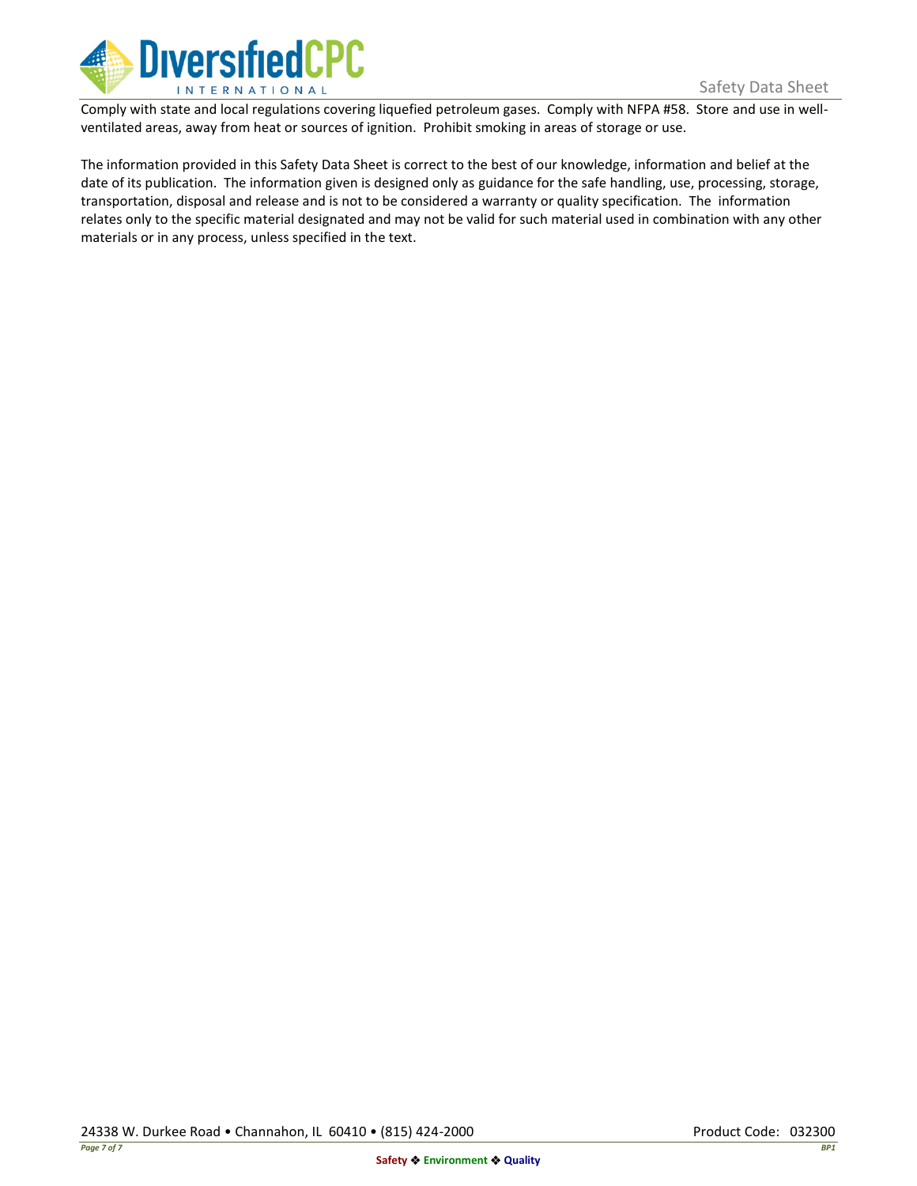Comply with state and local regulations covering liquefied petroleum gases. Comply with NFPA #58. Store and use in well-ventilated areas, away from heat or sources of ignition. Prohibit smoking in areas of storage or use.

The information provided in this Safety Data Sheet is correct to the best of our knowledge, information and belief at the date of its publication. The information given is designed only as guidance for the safe handling, use, processing, storage, transportation, disposal and release and is not to be considered a warranty or quality specification. The information relates only to the specific material designated and may not be valid for such material used in combination with any other materials or in any process, unless specified in the text.